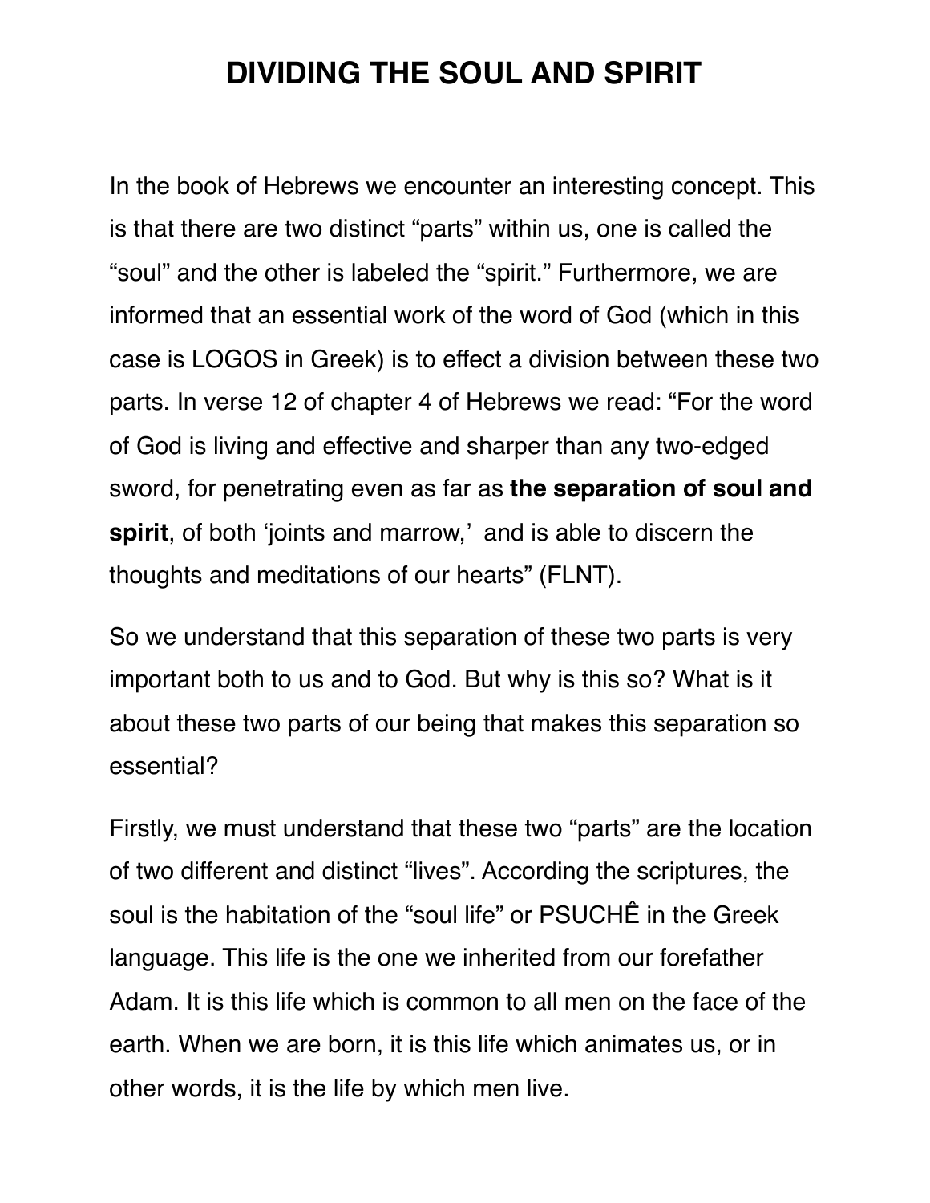# DIVIDING THE SOUL AND SPIRIT

In the book of Hebrews we encounter an interesting concept. This is that there are two distinct "parts" within us, one is called the "soul" and the other is labeled the "spirit." Furthermore, we are informed that an essential work of the word of God (which in this case is LOGOS in Greek) is to effect a division between these two parts. In verse 12 of chapter 4 of Hebrews we read: "For the word of God is living and effective and sharper than any two-edged sword, for penetrating even as far as **the separation of soul and spirit**, of both 'joints and marrow,' and is able to discern the thoughts and meditations of our hearts" (FLNT).

So we understand that this separation of these two parts is very important both to us and to God. But why is this so? What is it about these two parts of our being that makes this separation so essential?

Firstly, we must understand that these two "parts" are the location of two different and distinct "lives". According the scriptures, the soul is the habitation of the "soul life" or PSUCHÊ in the Greek language. This life is the one we inherited from our forefather Adam. It is this life which is common to all men on the face of the earth. When we are born, it is this life which animates us, or in other words, it is the life by which men live.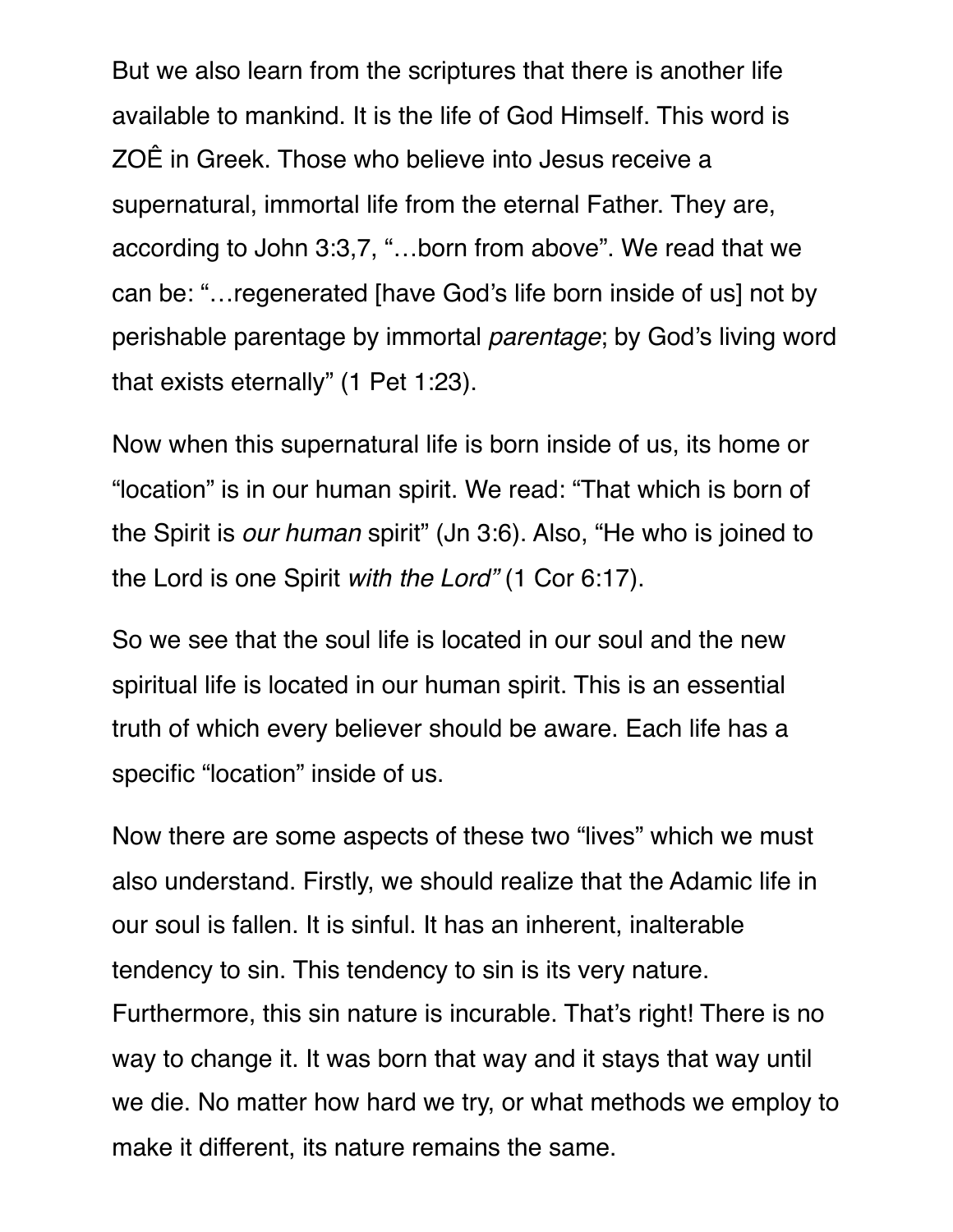But we also learn from the scriptures that there is another life available to mankind. It is the life of God Himself. This word is ZOÊ in Greek. Those who believe into Jesus receive a supernatural, immortal life from the eternal Father. They are, according to John 3:3,7, "…born from above". We read that we can be: "…regenerated [have God's life born inside of us] not by perishable parentage by immortal *parentage*; by God's living word that exists eternally" (1 Pet 1:23).

Now when this supernatural life is born inside of us, its home or "location" is in our human spirit. We read: "That which is born of the Spirit is *our human* spirit" (Jn 3:6). Also, "He who is joined to the Lord is one Spirit *with the Lord"* (1 Cor 6:17).

So we see that the soul life is located in our soul and the new spiritual life is located in our human spirit. This is an essential truth of which every believer should be aware. Each life has a specific "location" inside of us.

Now there are some aspects of these two "lives" which we must also understand. Firstly, we should realize that the Adamic life in our soul is fallen. It is sinful. It has an inherent, inalterable tendency to sin. This tendency to sin is its very nature. Furthermore, this sin nature is incurable. That's right! There is no way to change it. It was born that way and it stays that way until we die. No matter how hard we try, or what methods we employ to make it different, its nature remains the same.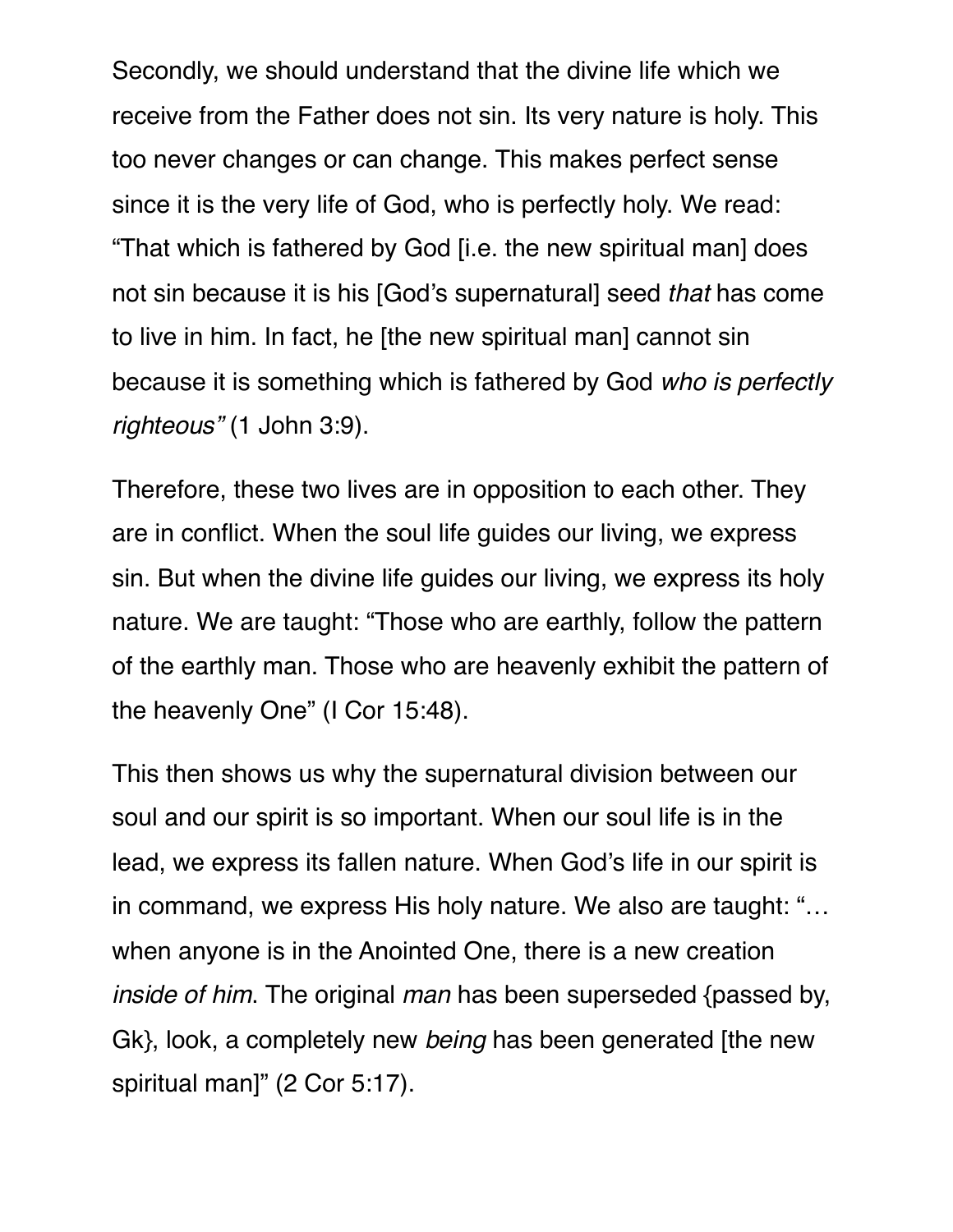Secondly, we should understand that the divine life which we receive from the Father does not sin. Its very nature is holy. This too never changes or can change. This makes perfect sense since it is the very life of God, who is perfectly holy. We read: "That which is fathered by God [i.e. the new spiritual man] does not sin because it is his [God's supernatural] seed *that* has come to live in him. In fact, he [the new spiritual man] cannot sin because it is something which is fathered by God *who is perfectly righteous"* (1 John 3:9).

Therefore, these two lives are in opposition to each other. They are in conflict. When the soul life guides our living, we express sin. But when the divine life guides our living, we express its holy nature. We are taught: "Those who are earthly, follow the pattern of the earthly man. Those who are heavenly exhibit the pattern of the heavenly One" (I Cor 15:48).

This then shows us why the supernatural division between our soul and our spirit is so important. When our soul life is in the lead, we express its fallen nature. When God's life in our spirit is in command, we express His holy nature. We also are taught: "… when anyone is in the Anointed One, there is a new creation *inside of him*. The original *man* has been superseded {passed by, Gk}, look, a completely new *being* has been generated [the new spiritual man]" (2 Cor 5:17).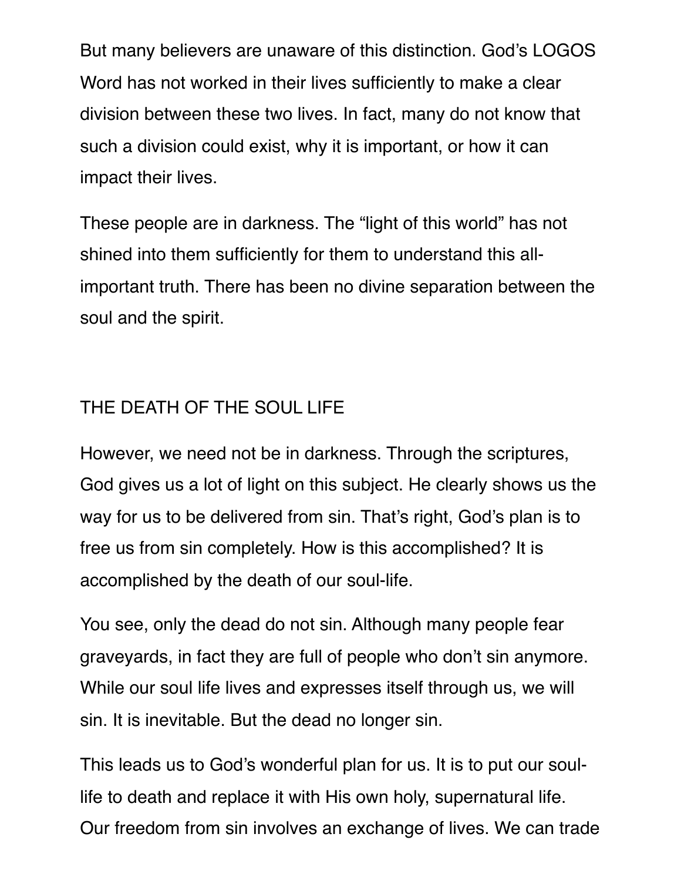But many believers are unaware of this distinction. God's LOGOS Word has not worked in their lives sufficiently to make a clear division between these two lives. In fact, many do not know that such a division could exist, why it is important, or how it can impact their lives.

These people are in darkness. The "light of this world" has not shined into them sufficiently for them to understand this all-important truth. There has been no divine separation between the soul and the spirit.

## THE DEATH OF THE SOUL LIFE

However, we need not be in darkness. Through the scriptures, God gives us a lot of light on this subject. He clearly shows us the way for us to be delivered from sin. That's right, God's plan is to free us from sin completely. How is this accomplished? It is accomplished by the death of our soul-life.

You see, only the dead do not sin. Although many people fear graveyards, in fact they are full of people who don't sin anymore. While our soul life lives and expresses itself through us, we will sin. It is inevitable. But the dead no longer sin.

This leads us to God's wonderful plan for us. It is to put our soul-life to death and replace it with His own holy, supernatural life. Our freedom from sin involves an exchange of lives. We can trade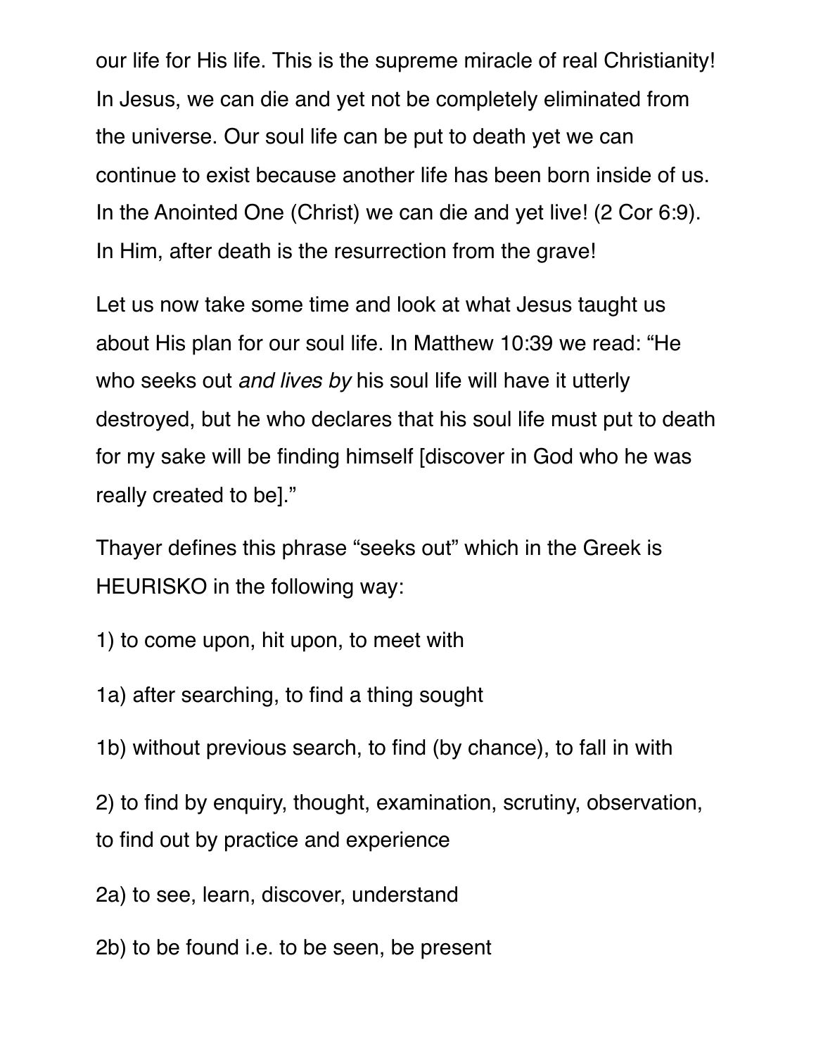our life for His life. This is the supreme miracle of real Christianity! In Jesus, we can die and yet not be completely eliminated from the universe. Our soul life can be put to death yet we can continue to exist because another life has been born inside of us. In the Anointed One (Christ) we can die and yet live! (2 Cor 6:9). In Him, after death is the resurrection from the grave!

Let us now take some time and look at what Jesus taught us about His plan for our soul life. In Matthew 10:39 we read: "He who seeks out *and lives by* his soul life will have it utterly destroyed, but he who declares that his soul life must put to death for my sake will be finding himself [discover in God who he was really created to be]."

Thayer defines this phrase "seeks out" which in the Greek is HEURISKO in the following way:

1) to come upon, hit upon, to meet with

1a) after searching, to find a thing sought

1b) without previous search, to find (by chance), to fall in with

2) to find by enquiry, thought, examination, scrutiny, observation, to find out by practice and experience

2a) to see, learn, discover, understand

2b) to be found i.e. to be seen, be present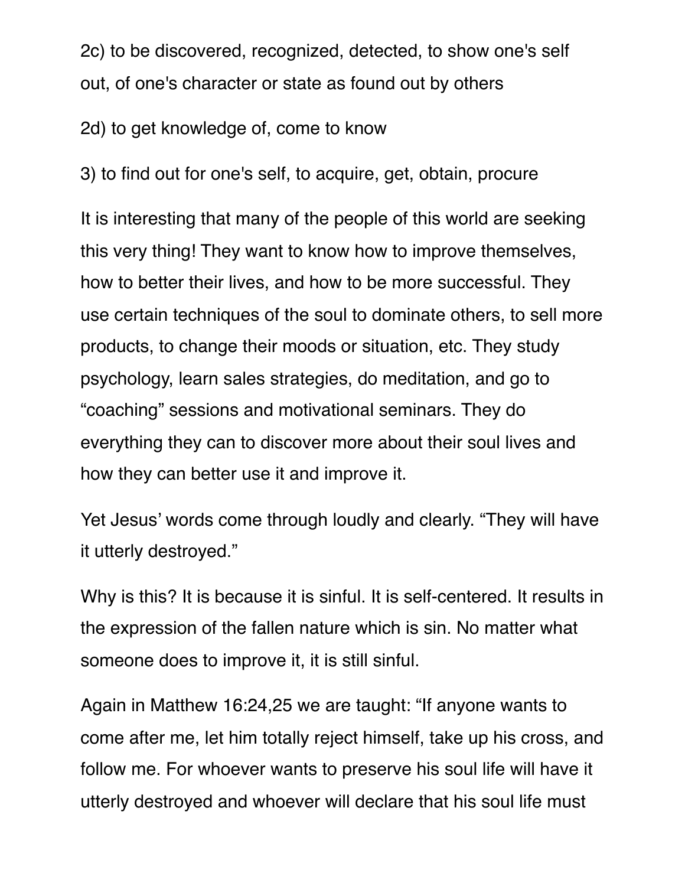2c) to be discovered, recognized, detected, to show one's self out, of one's character or state as found out by others

2d) to get knowledge of, come to know

3) to find out for one's self, to acquire, get, obtain, procure

It is interesting that many of the people of this world are seeking this very thing! They want to know how to improve themselves, how to better their lives, and how to be more successful. They use certain techniques of the soul to dominate others, to sell more products, to change their moods or situation, etc. They study psychology, learn sales strategies, do meditation, and go to "coaching" sessions and motivational seminars. They do everything they can to discover more about their soul lives and how they can better use it and improve it.

Yet Jesus' words come through loudly and clearly. "They will have it utterly destroyed."

Why is this? It is because it is sinful. It is self-centered. It results in the expression of the fallen nature which is sin. No matter what someone does to improve it, it is still sinful.

Again in Matthew 16:24,25 we are taught: "If anyone wants to come after me, let him totally reject himself, take up his cross, and follow me. For whoever wants to preserve his soul life will have it utterly destroyed and whoever will declare that his soul life must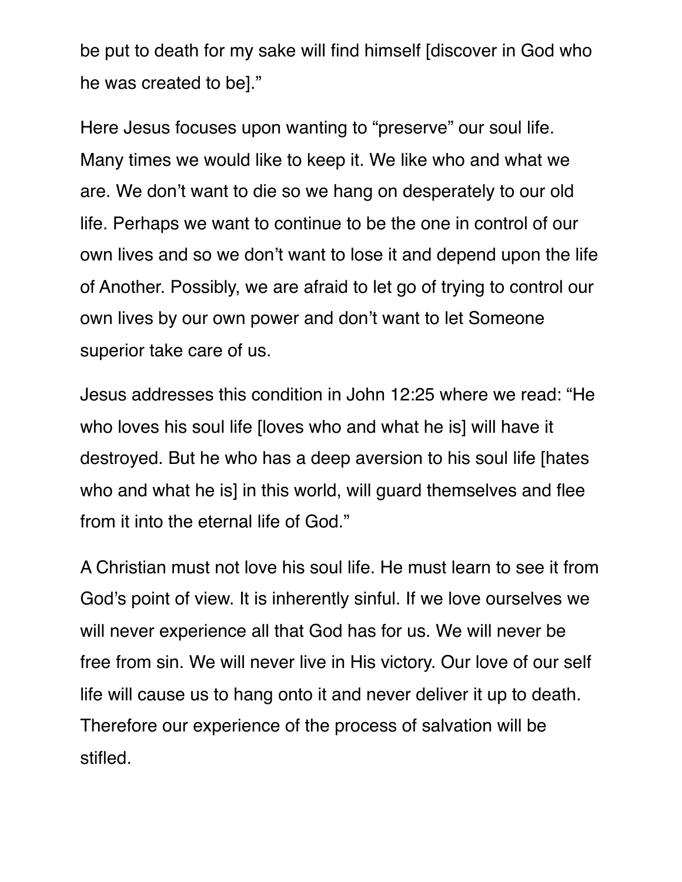be put to death for my sake will find himself [discover in God who he was created to be].”

Here Jesus focuses upon wanting to “preserve” our soul life. Many times we would like to keep it. We like who and what we are. We don’t want to die so we hang on desperately to our old life. Perhaps we want to continue to be the one in control of our own lives and so we don’t want to lose it and depend upon the life of Another. Possibly, we are afraid to let go of trying to control our own lives by our own power and don’t want to let Someone superior take care of us.

Jesus addresses this condition in John 12:25 where we read: “He who loves his soul life [loves who and what he is] will have it destroyed. But he who has a deep aversion to his soul life [hates who and what he is] in this world, will guard themselves and flee from it into the eternal life of God.”

A Christian must not love his soul life. He must learn to see it from God’s point of view. It is inherently sinful. If we love ourselves we will never experience all that God has for us. We will never be free from sin. We will never live in His victory. Our love of our self life will cause us to hang onto it and never deliver it up to death. Therefore our experience of the process of salvation will be stifled.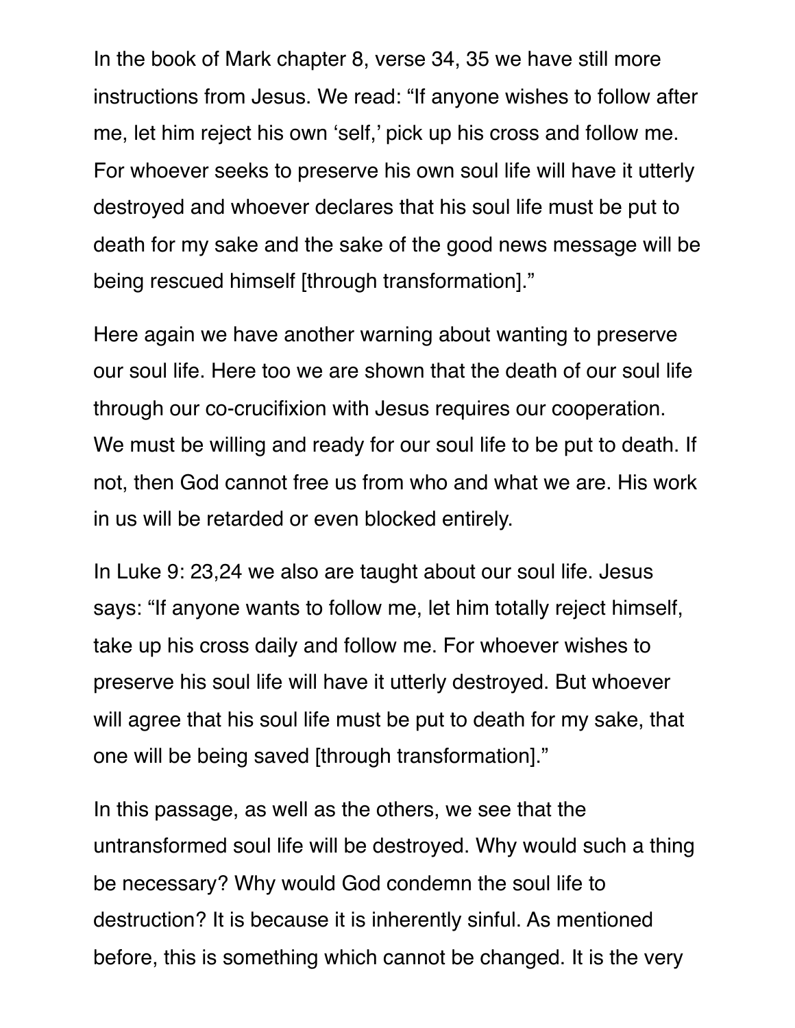In the book of Mark chapter 8, verse 34, 35 we have still more instructions from Jesus. We read: “If anyone wishes to follow after me, let him reject his own ‘self,’ pick up his cross and follow me. For whoever seeks to preserve his own soul life will have it utterly destroyed and whoever declares that his soul life must be put to death for my sake and the sake of the good news message will be being rescued himself [through transformation].”

Here again we have another warning about wanting to preserve our soul life. Here too we are shown that the death of our soul life through our co-crucifixion with Jesus requires our cooperation. We must be willing and ready for our soul life to be put to death. If not, then God cannot free us from who and what we are. His work in us will be retarded or even blocked entirely.

In Luke 9: 23,24 we also are taught about our soul life. Jesus says: “If anyone wants to follow me, let him totally reject himself, take up his cross daily and follow me. For whoever wishes to preserve his soul life will have it utterly destroyed. But whoever will agree that his soul life must be put to death for my sake, that one will be being saved [through transformation].”

In this passage, as well as the others, we see that the untransformed soul life will be destroyed. Why would such a thing be necessary? Why would God condemn the soul life to destruction? It is because it is inherently sinful. As mentioned before, this is something which cannot be changed. It is the very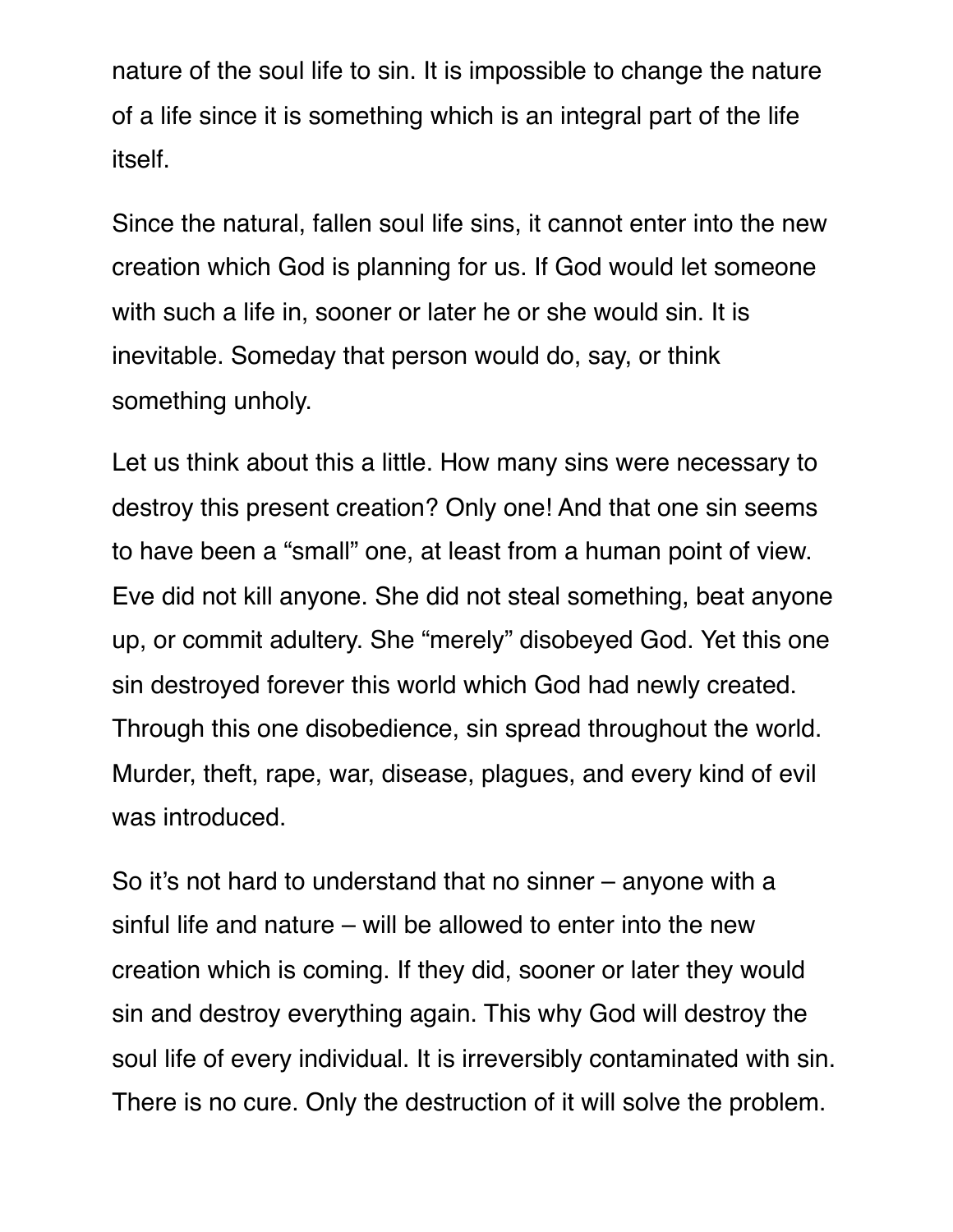nature of the soul life to sin. It is impossible to change the nature of a life since it is something which is an integral part of the life itself.

Since the natural, fallen soul life sins, it cannot enter into the new creation which God is planning for us. If God would let someone with such a life in, sooner or later he or she would sin. It is inevitable. Someday that person would do, say, or think something unholy.

Let us think about this a little. How many sins were necessary to destroy this present creation? Only one! And that one sin seems to have been a "small" one, at least from a human point of view. Eve did not kill anyone. She did not steal something, beat anyone up, or commit adultery. She "merely" disobeyed God. Yet this one sin destroyed forever this world which God had newly created. Through this one disobedience, sin spread throughout the world. Murder, theft, rape, war, disease, plagues, and every kind of evil was introduced.

So it's not hard to understand that no sinner – anyone with a sinful life and nature – will be allowed to enter into the new creation which is coming. If they did, sooner or later they would sin and destroy everything again. This why God will destroy the soul life of every individual. It is irreversibly contaminated with sin. There is no cure. Only the destruction of it will solve the problem.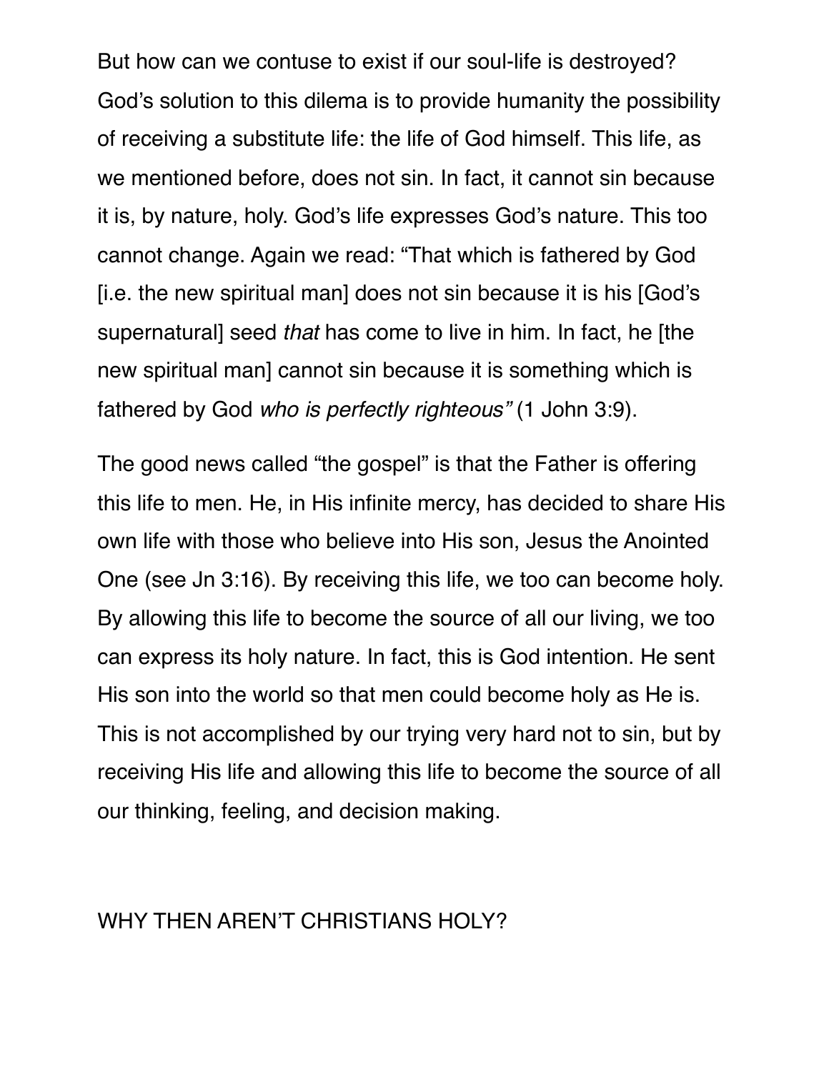But how can we contuse to exist if our soul-life is destroyed? God's solution to this dilema is to provide humanity the possibility of receiving a substitute life: the life of God himself. This life, as we mentioned before, does not sin. In fact, it cannot sin because it is, by nature, holy. God's life expresses God's nature. This too cannot change. Again we read: "That which is fathered by God [i.e. the new spiritual man] does not sin because it is his [God's supernatural] seed *that* has come to live in him. In fact, he [the new spiritual man] cannot sin because it is something which is fathered by God *who is perfectly righteous"* (1 John 3:9).

The good news called "the gospel" is that the Father is offering this life to men. He, in His infinite mercy, has decided to share His own life with those who believe into His son, Jesus the Anointed One (see Jn 3:16). By receiving this life, we too can become holy. By allowing this life to become the source of all our living, we too can express its holy nature. In fact, this is God intention. He sent His son into the world so that men could become holy as He is. This is not accomplished by our trying very hard not to sin, but by receiving His life and allowing this life to become the source of all our thinking, feeling, and decision making.

## WHY THEN AREN'T CHRISTIANS HOLY?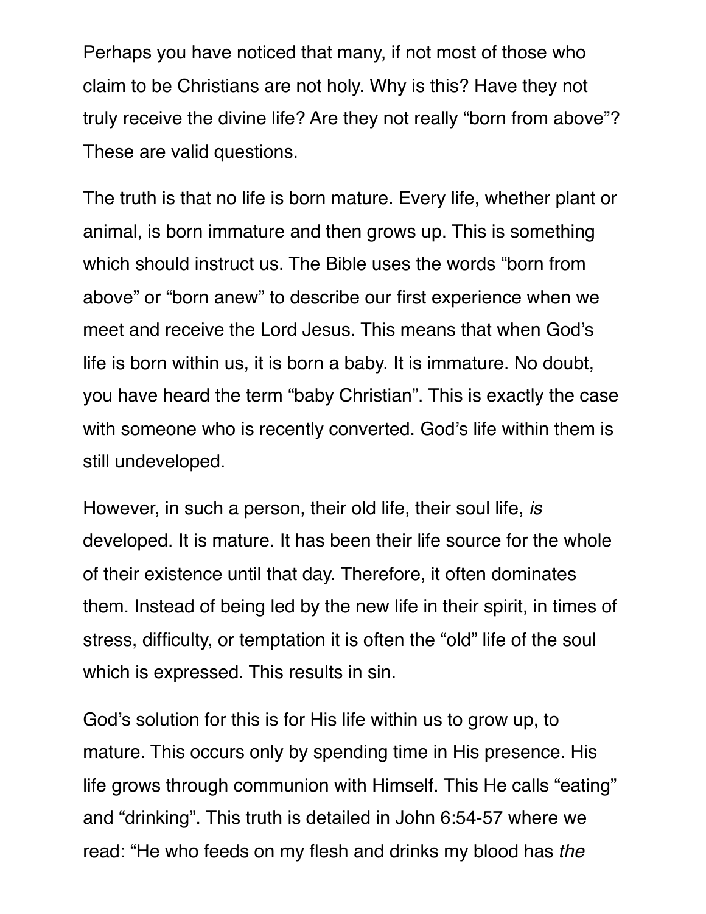Perhaps you have noticed that many, if not most of those who claim to be Christians are not holy. Why is this? Have they not truly receive the divine life? Are they not really “born from above”? These are valid questions.

The truth is that no life is born mature. Every life, whether plant or animal, is born immature and then grows up. This is something which should instruct us. The Bible uses the words “born from above” or “born anew” to describe our first experience when we meet and receive the Lord Jesus. This means that when God’s life is born within us, it is born a baby. It is immature. No doubt, you have heard the term “baby Christian”. This is exactly the case with someone who is recently converted. God’s life within them is still undeveloped.

However, in such a person, their old life, their soul life, *is* developed. It is mature. It has been their life source for the whole of their existence until that day. Therefore, it often dominates them. Instead of being led by the new life in their spirit, in times of stress, difficulty, or temptation it is often the “old” life of the soul which is expressed. This results in sin.

God’s solution for this is for His life within us to grow up, to mature. This occurs only by spending time in His presence. His life grows through communion with Himself. This He calls “eating” and “drinking”. This truth is detailed in John 6:54-57 where we read: “He who feeds on my flesh and drinks my blood has *the*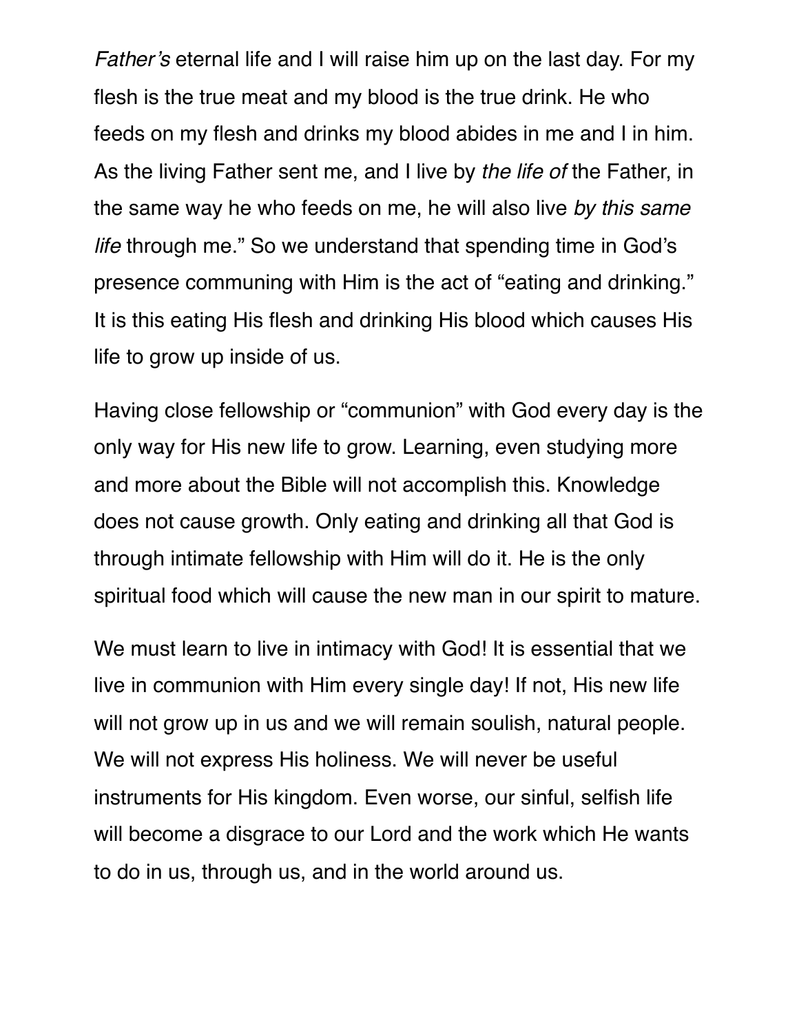*Father's* eternal life and I will raise him up on the last day. For my flesh is the true meat and my blood is the true drink. He who feeds on my flesh and drinks my blood abides in me and I in him. As the living Father sent me, and I live by *the life of* the Father, in the same way he who feeds on me, he will also live *by this same life* through me." So we understand that spending time in God's presence communing with Him is the act of "eating and drinking." It is this eating His flesh and drinking His blood which causes His life to grow up inside of us.

Having close fellowship or "communion" with God every day is the only way for His new life to grow. Learning, even studying more and more about the Bible will not accomplish this. Knowledge does not cause growth. Only eating and drinking all that God is through intimate fellowship with Him will do it. He is the only spiritual food which will cause the new man in our spirit to mature.

We must learn to live in intimacy with God! It is essential that we live in communion with Him every single day! If not, His new life will not grow up in us and we will remain soulish, natural people. We will not express His holiness. We will never be useful instruments for His kingdom. Even worse, our sinful, selfish life will become a disgrace to our Lord and the work which He wants to do in us, through us, and in the world around us.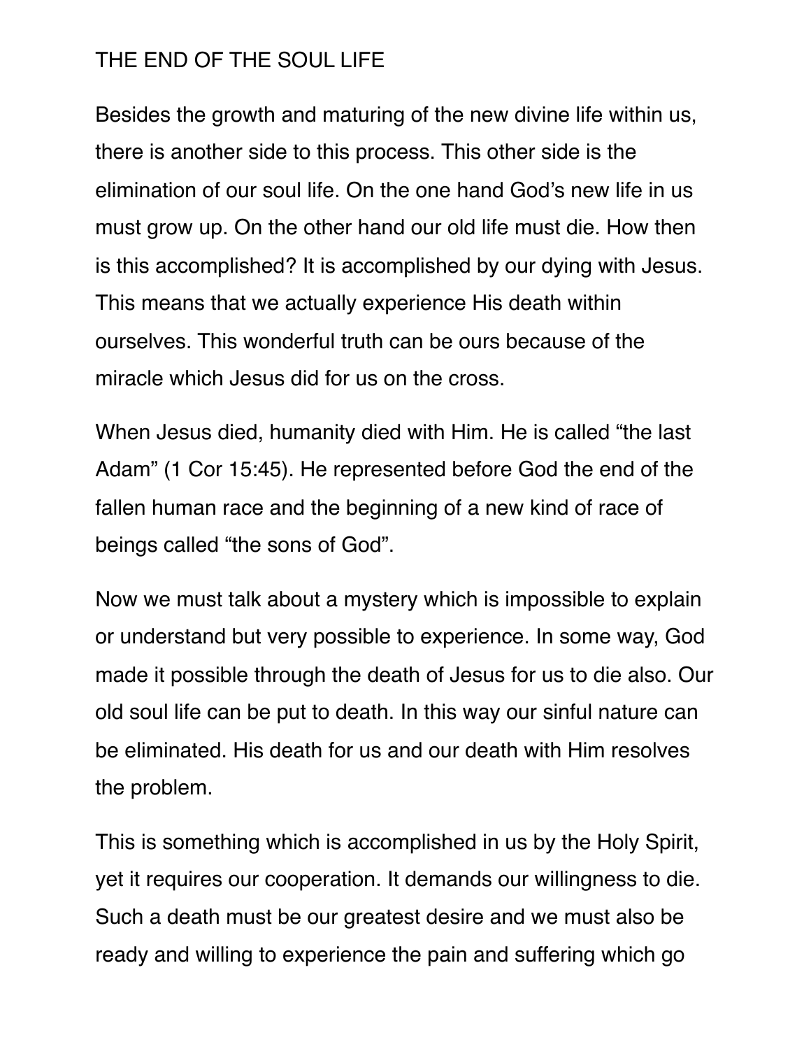# THE END OF THE SOUL LIFE

Besides the growth and maturing of the new divine life within us, there is another side to this process. This other side is the elimination of our soul life. On the one hand God's new life in us must grow up. On the other hand our old life must die. How then is this accomplished? It is accomplished by our dying with Jesus. This means that we actually experience His death within ourselves. This wonderful truth can be ours because of the miracle which Jesus did for us on the cross.

When Jesus died, humanity died with Him. He is called "the last Adam" (1 Cor 15:45). He represented before God the end of the fallen human race and the beginning of a new kind of race of beings called "the sons of God".

Now we must talk about a mystery which is impossible to explain or understand but very possible to experience. In some way, God made it possible through the death of Jesus for us to die also. Our old soul life can be put to death. In this way our sinful nature can be eliminated. His death for us and our death with Him resolves the problem.

This is something which is accomplished in us by the Holy Spirit, yet it requires our cooperation. It demands our willingness to die. Such a death must be our greatest desire and we must also be ready and willing to experience the pain and suffering which go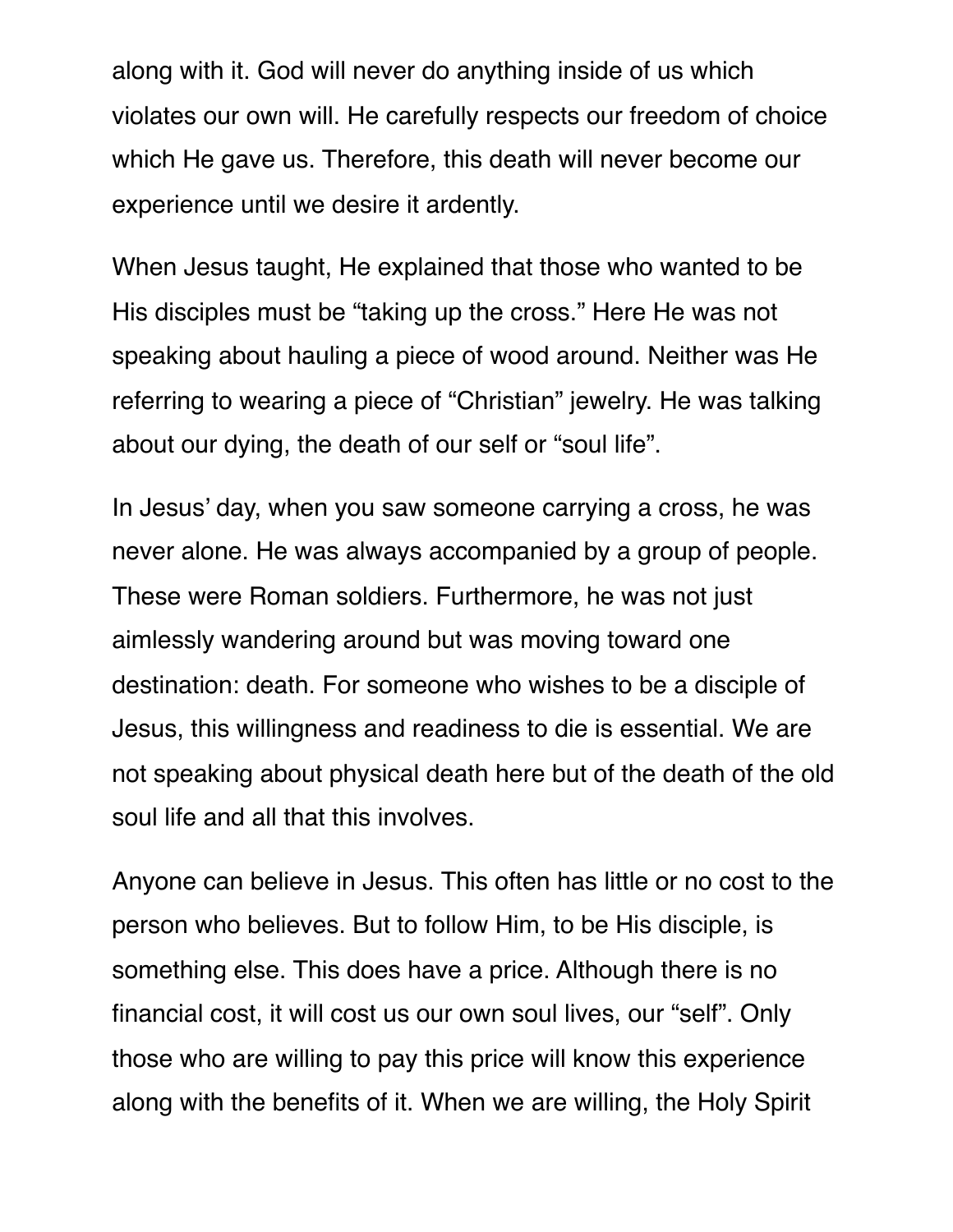along with it. God will never do anything inside of us which violates our own will. He carefully respects our freedom of choice which He gave us. Therefore, this death will never become our experience until we desire it ardently.

When Jesus taught, He explained that those who wanted to be His disciples must be "taking up the cross." Here He was not speaking about hauling a piece of wood around. Neither was He referring to wearing a piece of "Christian" jewelry. He was talking about our dying, the death of our self or "soul life".

In Jesus' day, when you saw someone carrying a cross, he was never alone. He was always accompanied by a group of people. These were Roman soldiers. Furthermore, he was not just aimlessly wandering around but was moving toward one destination: death. For someone who wishes to be a disciple of Jesus, this willingness and readiness to die is essential. We are not speaking about physical death here but of the death of the old soul life and all that this involves.

Anyone can believe in Jesus. This often has little or no cost to the person who believes. But to follow Him, to be His disciple, is something else. This does have a price. Although there is no financial cost, it will cost us our own soul lives, our "self". Only those who are willing to pay this price will know this experience along with the benefits of it. When we are willing, the Holy Spirit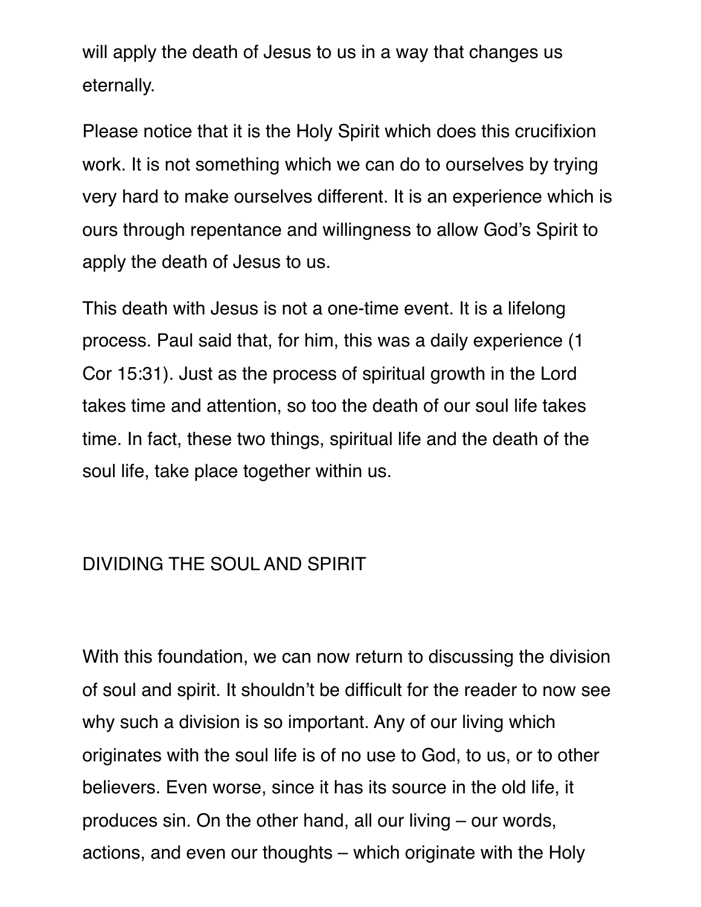will apply the death of Jesus to us in a way that changes us eternally.

Please notice that it is the Holy Spirit which does this crucifixion work. It is not something which we can do to ourselves by trying very hard to make ourselves different. It is an experience which is ours through repentance and willingness to allow God's Spirit to apply the death of Jesus to us.

This death with Jesus is not a one-time event. It is a lifelong process. Paul said that, for him, this was a daily experience (1 Cor 15:31). Just as the process of spiritual growth in the Lord takes time and attention, so too the death of our soul life takes time. In fact, these two things, spiritual life and the death of the soul life, take place together within us.

## DIVIDING THE SOUL AND SPIRIT

With this foundation, we can now return to discussing the division of soul and spirit. It shouldn't be difficult for the reader to now see why such a division is so important. Any of our living which originates with the soul life is of no use to God, to us, or to other believers. Even worse, since it has its source in the old life, it produces sin. On the other hand, all our living – our words, actions, and even our thoughts – which originate with the Holy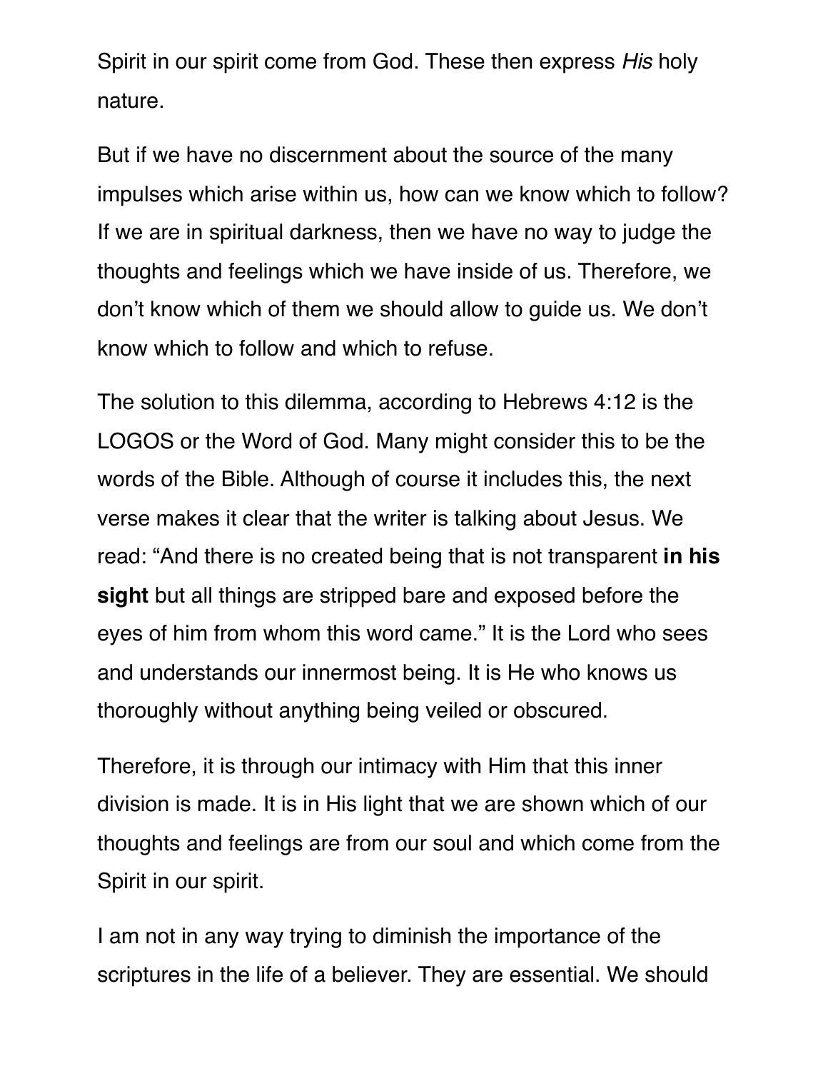Spirit in our spirit come from God. These then express *His* holy nature.

But if we have no discernment about the source of the many impulses which arise within us, how can we know which to follow? If we are in spiritual darkness, then we have no way to judge the thoughts and feelings which we have inside of us. Therefore, we don't know which of them we should allow to guide us. We don't know which to follow and which to refuse.

The solution to this dilemma, according to Hebrews 4:12 is the LOGOS or the Word of God. Many might consider this to be the words of the Bible. Although of course it includes this, the next verse makes it clear that the writer is talking about Jesus. We read: "And there is no created being that is not transparent **in his sight** but all things are stripped bare and exposed before the eyes of him from whom this word came." It is the Lord who sees and understands our innermost being. It is He who knows us thoroughly without anything being veiled or obscured.

Therefore, it is through our intimacy with Him that this inner division is made. It is in His light that we are shown which of our thoughts and feelings are from our soul and which come from the Spirit in our spirit.

I am not in any way trying to diminish the importance of the scriptures in the life of a believer. They are essential. We should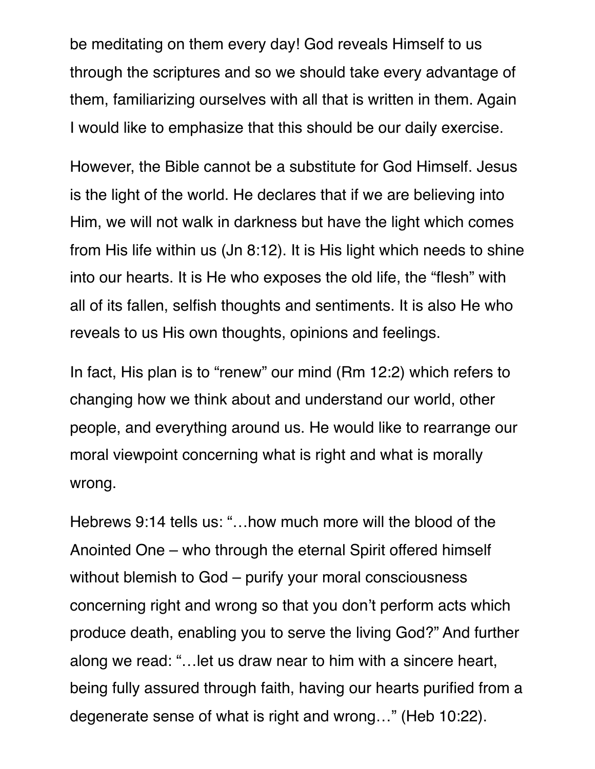be meditating on them every day! God reveals Himself to us through the scriptures and so we should take every advantage of them, familiarizing ourselves with all that is written in them. Again I would like to emphasize that this should be our daily exercise.

However, the Bible cannot be a substitute for God Himself. Jesus is the light of the world. He declares that if we are believing into Him, we will not walk in darkness but have the light which comes from His life within us (Jn 8:12). It is His light which needs to shine into our hearts. It is He who exposes the old life, the "flesh" with all of its fallen, selfish thoughts and sentiments. It is also He who reveals to us His own thoughts, opinions and feelings.

In fact, His plan is to "renew" our mind (Rm 12:2) which refers to changing how we think about and understand our world, other people, and everything around us. He would like to rearrange our moral viewpoint concerning what is right and what is morally wrong.

Hebrews 9:14 tells us: "…how much more will the blood of the Anointed One – who through the eternal Spirit offered himself without blemish to God – purify your moral consciousness concerning right and wrong so that you don't perform acts which produce death, enabling you to serve the living God?" And further along we read: "…let us draw near to him with a sincere heart, being fully assured through faith, having our hearts purified from a degenerate sense of what is right and wrong…" (Heb 10:22).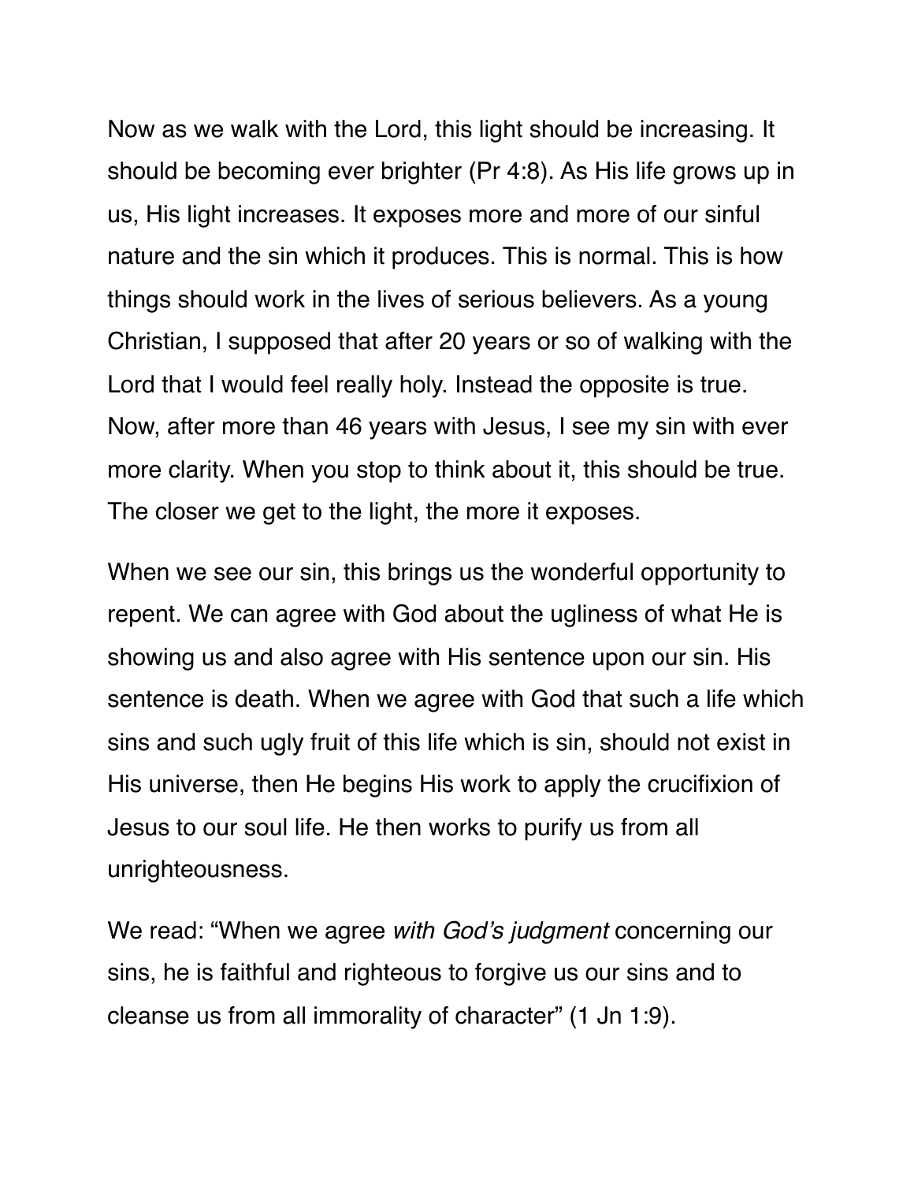Now as we walk with the Lord, this light should be increasing. It should be becoming ever brighter (Pr 4:8). As His life grows up in us, His light increases. It exposes more and more of our sinful nature and the sin which it produces. This is normal. This is how things should work in the lives of serious believers. As a young Christian, I supposed that after 20 years or so of walking with the Lord that I would feel really holy. Instead the opposite is true. Now, after more than 46 years with Jesus, I see my sin with ever more clarity. When you stop to think about it, this should be true. The closer we get to the light, the more it exposes.

When we see our sin, this brings us the wonderful opportunity to repent. We can agree with God about the ugliness of what He is showing us and also agree with His sentence upon our sin. His sentence is death. When we agree with God that such a life which sins and such ugly fruit of this life which is sin, should not exist in His universe, then He begins His work to apply the crucifixion of Jesus to our soul life. He then works to purify us from all unrighteousness.

We read: "When we agree *with God's judgment* concerning our sins, he is faithful and righteous to forgive us our sins and to cleanse us from all immorality of character" (1 Jn 1:9).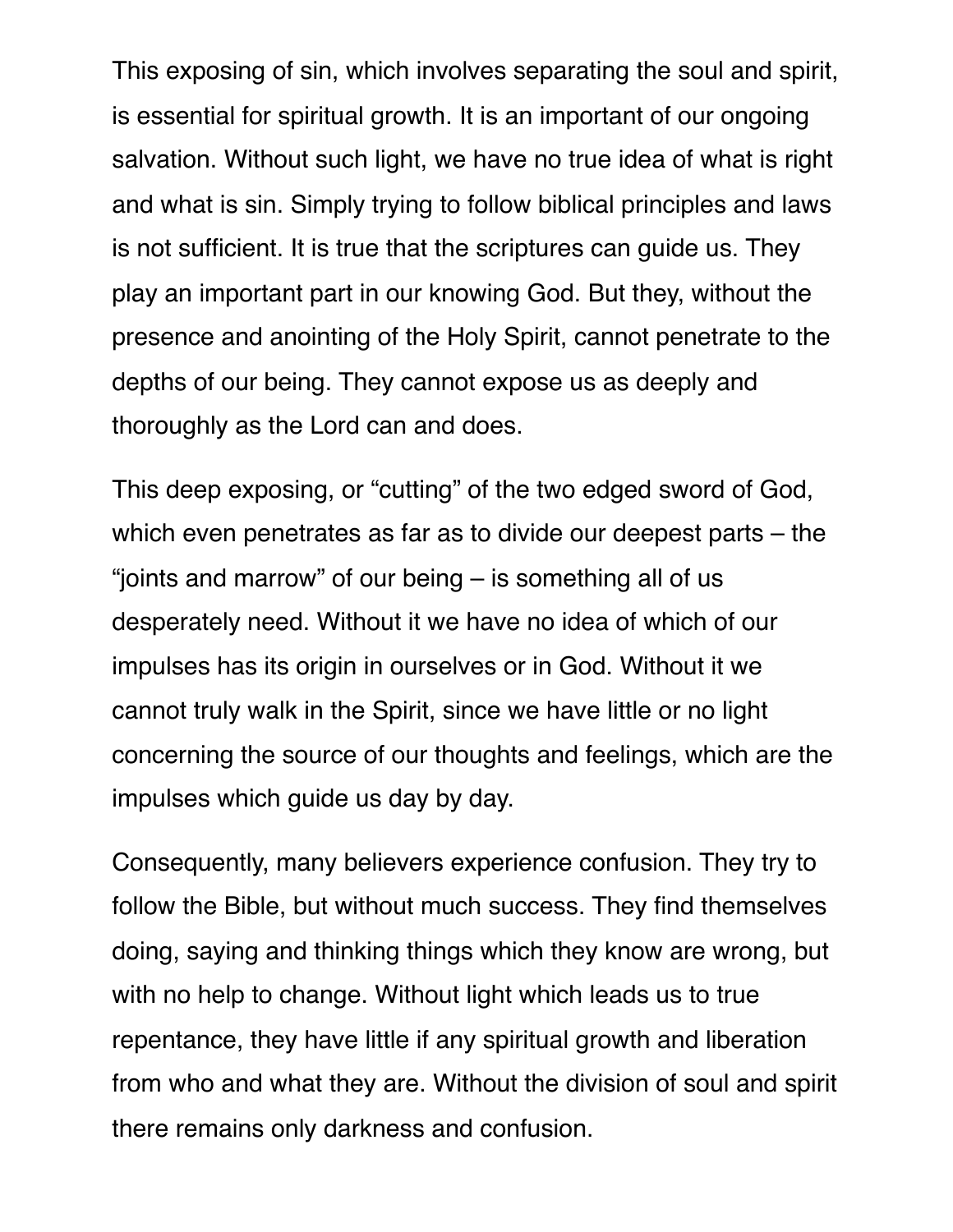This exposing of sin, which involves separating the soul and spirit, is essential for spiritual growth. It is an important of our ongoing salvation. Without such light, we have no true idea of what is right and what is sin. Simply trying to follow biblical principles and laws is not sufficient. It is true that the scriptures can guide us. They play an important part in our knowing God. But they, without the presence and anointing of the Holy Spirit, cannot penetrate to the depths of our being. They cannot expose us as deeply and thoroughly as the Lord can and does.

This deep exposing, or "cutting" of the two edged sword of God, which even penetrates as far as to divide our deepest parts – the "joints and marrow" of our being – is something all of us desperately need. Without it we have no idea of which of our impulses has its origin in ourselves or in God. Without it we cannot truly walk in the Spirit, since we have little or no light concerning the source of our thoughts and feelings, which are the impulses which guide us day by day.

Consequently, many believers experience confusion. They try to follow the Bible, but without much success. They find themselves doing, saying and thinking things which they know are wrong, but with no help to change. Without light which leads us to true repentance, they have little if any spiritual growth and liberation from who and what they are. Without the division of soul and spirit there remains only darkness and confusion.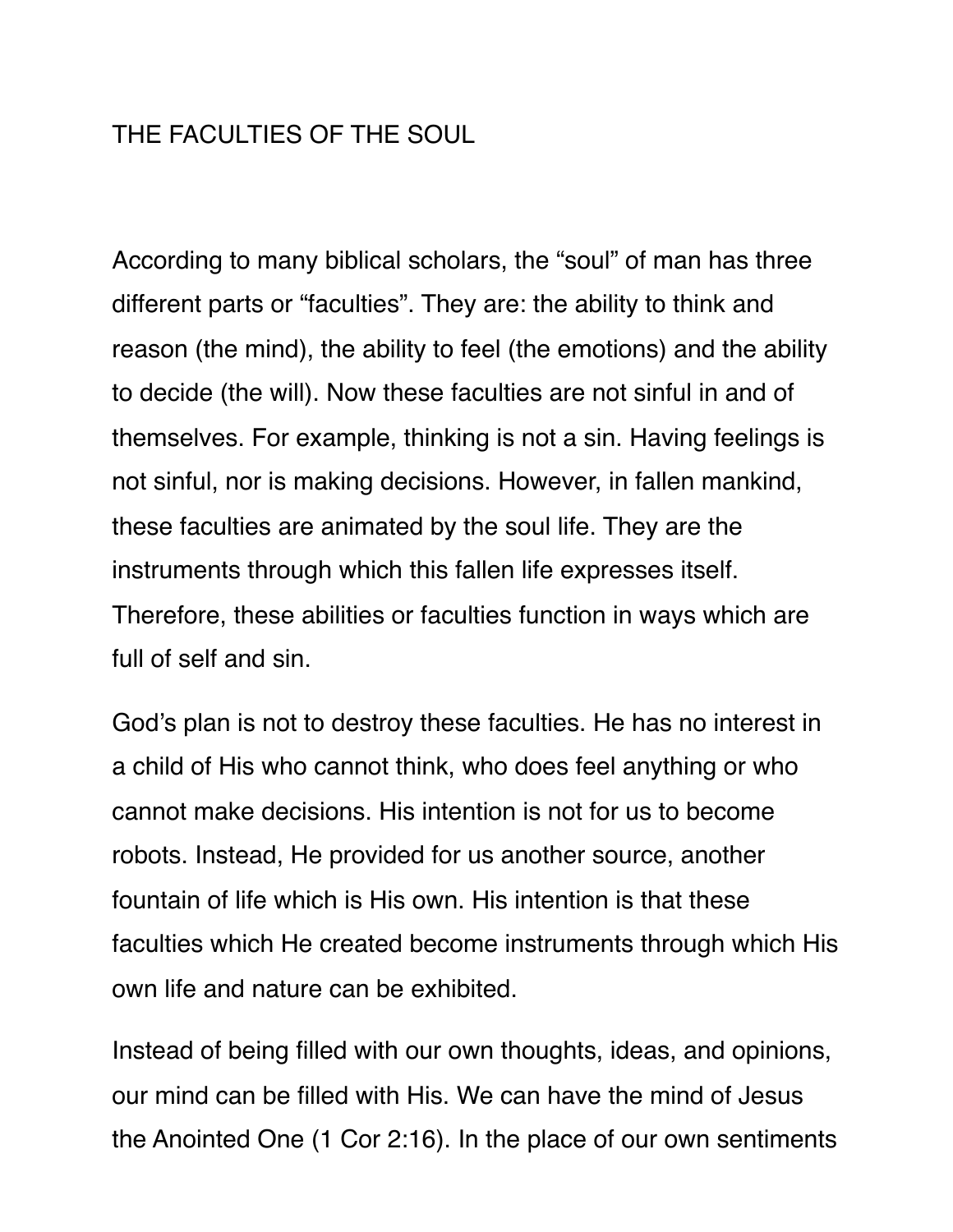# THE FACULTIES OF THE SOUL

According to many biblical scholars, the “soul” of man has three different parts or “faculties”. They are: the ability to think and reason (the mind), the ability to feel (the emotions) and the ability to decide (the will). Now these faculties are not sinful in and of themselves. For example, thinking is not a sin. Having feelings is not sinful, nor is making decisions. However, in fallen mankind, these faculties are animated by the soul life. They are the instruments through which this fallen life expresses itself. Therefore, these abilities or faculties function in ways which are full of self and sin.

God’s plan is not to destroy these faculties. He has no interest in a child of His who cannot think, who does feel anything or who cannot make decisions. His intention is not for us to become robots. Instead, He provided for us another source, another fountain of life which is His own. His intention is that these faculties which He created become instruments through which His own life and nature can be exhibited.

Instead of being filled with our own thoughts, ideas, and opinions, our mind can be filled with His. We can have the mind of Jesus the Anointed One (1 Cor 2:16). In the place of our own sentiments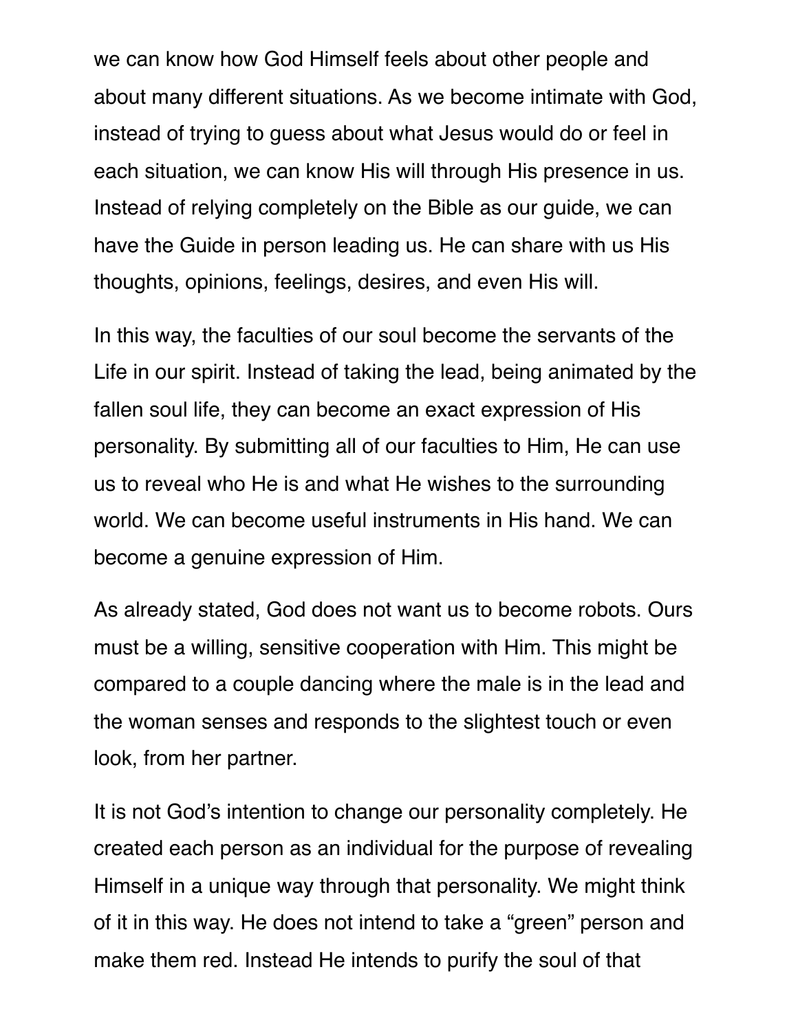we can know how God Himself feels about other people and about many different situations. As we become intimate with God, instead of trying to guess about what Jesus would do or feel in each situation, we can know His will through His presence in us. Instead of relying completely on the Bible as our guide, we can have the Guide in person leading us. He can share with us His thoughts, opinions, feelings, desires, and even His will.

In this way, the faculties of our soul become the servants of the Life in our spirit. Instead of taking the lead, being animated by the fallen soul life, they can become an exact expression of His personality. By submitting all of our faculties to Him, He can use us to reveal who He is and what He wishes to the surrounding world. We can become useful instruments in His hand. We can become a genuine expression of Him.

As already stated, God does not want us to become robots. Ours must be a willing, sensitive cooperation with Him. This might be compared to a couple dancing where the male is in the lead and the woman senses and responds to the slightest touch or even look, from her partner.

It is not God's intention to change our personality completely. He created each person as an individual for the purpose of revealing Himself in a unique way through that personality. We might think of it in this way. He does not intend to take a "green" person and make them red. Instead He intends to purify the soul of that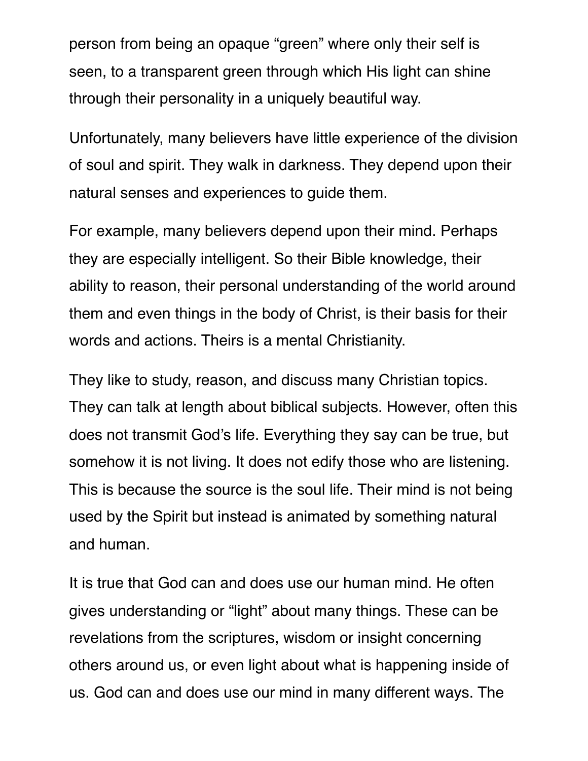person from being an opaque “green” where only their self is seen, to a transparent green through which His light can shine through their personality in a uniquely beautiful way.

Unfortunately, many believers have little experience of the division of soul and spirit. They walk in darkness. They depend upon their natural senses and experiences to guide them.

For example, many believers depend upon their mind. Perhaps they are especially intelligent. So their Bible knowledge, their ability to reason, their personal understanding of the world around them and even things in the body of Christ, is their basis for their words and actions. Theirs is a mental Christianity.

They like to study, reason, and discuss many Christian topics. They can talk at length about biblical subjects. However, often this does not transmit God’s life. Everything they say can be true, but somehow it is not living. It does not edify those who are listening. This is because the source is the soul life. Their mind is not being used by the Spirit but instead is animated by something natural and human.

It is true that God can and does use our human mind. He often gives understanding or “light” about many things. These can be revelations from the scriptures, wisdom or insight concerning others around us, or even light about what is happening inside of us. God can and does use our mind in many different ways. The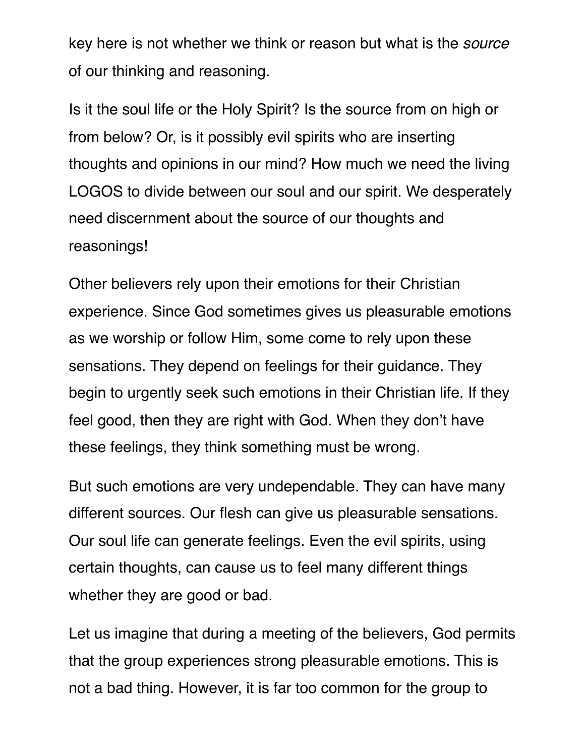key here is not whether we think or reason but what is the *source* of our thinking and reasoning.

Is it the soul life or the Holy Spirit? Is the source from on high or from below? Or, is it possibly evil spirits who are inserting thoughts and opinions in our mind? How much we need the living LOGOS to divide between our soul and our spirit. We desperately need discernment about the source of our thoughts and reasonings!

Other believers rely upon their emotions for their Christian experience. Since God sometimes gives us pleasurable emotions as we worship or follow Him, some come to rely upon these sensations. They depend on feelings for their guidance. They begin to urgently seek such emotions in their Christian life. If they feel good, then they are right with God. When they don't have these feelings, they think something must be wrong.

But such emotions are very undependable. They can have many different sources. Our flesh can give us pleasurable sensations. Our soul life can generate feelings. Even the evil spirits, using certain thoughts, can cause us to feel many different things whether they are good or bad.

Let us imagine that during a meeting of the believers, God permits that the group experiences strong pleasurable emotions. This is not a bad thing. However, it is far too common for the group to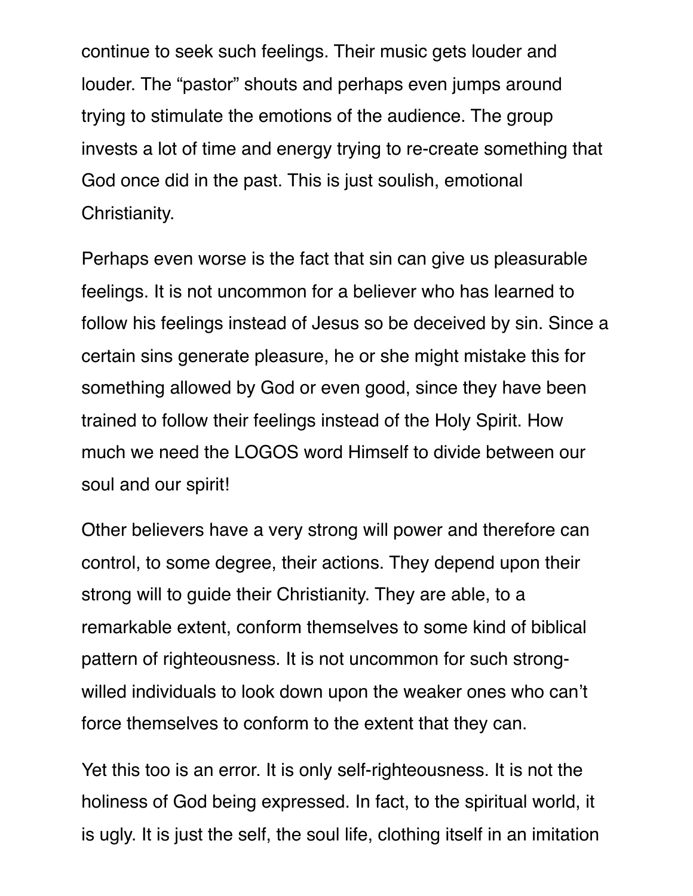continue to seek such feelings. Their music gets louder and louder. The “pastor” shouts and perhaps even jumps around trying to stimulate the emotions of the audience. The group invests a lot of time and energy trying to re-create something that God once did in the past. This is just soulish, emotional Christianity.

Perhaps even worse is the fact that sin can give us pleasurable feelings. It is not uncommon for a believer who has learned to follow his feelings instead of Jesus so be deceived by sin. Since a certain sins generate pleasure, he or she might mistake this for something allowed by God or even good, since they have been trained to follow their feelings instead of the Holy Spirit. How much we need the LOGOS word Himself to divide between our soul and our spirit!

Other believers have a very strong will power and therefore can control, to some degree, their actions. They depend upon their strong will to guide their Christianity. They are able, to a remarkable extent, conform themselves to some kind of biblical pattern of righteousness. It is not uncommon for such strong-willed individuals to look down upon the weaker ones who can’t force themselves to conform to the extent that they can.

Yet this too is an error. It is only self-righteousness. It is not the holiness of God being expressed. In fact, to the spiritual world, it is ugly. It is just the self, the soul life, clothing itself in an imitation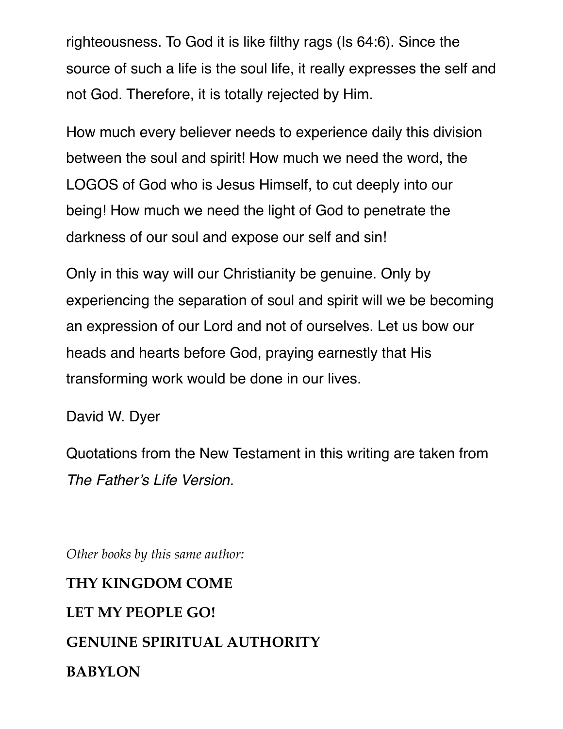righteousness. To God it is like filthy rags (Is 64:6). Since the source of such a life is the soul life, it really expresses the self and not God. Therefore, it is totally rejected by Him.

How much every believer needs to experience daily this division between the soul and spirit! How much we need the word, the LOGOS of God who is Jesus Himself, to cut deeply into our being! How much we need the light of God to penetrate the darkness of our soul and expose our self and sin!

Only in this way will our Christianity be genuine. Only by experiencing the separation of soul and spirit will we be becoming an expression of our Lord and not of ourselves. Let us bow our heads and hearts before God, praying earnestly that His transforming work would be done in our lives.

David W. Dyer

Quotations from the New Testament in this writing are taken from *The Father's Life Version*.

*Other books by this same author:*

**THY KINGDOM COME**

**LET MY PEOPLE GO!**

**GENUINE SPIRITUAL AUTHORITY**

**BABYLON**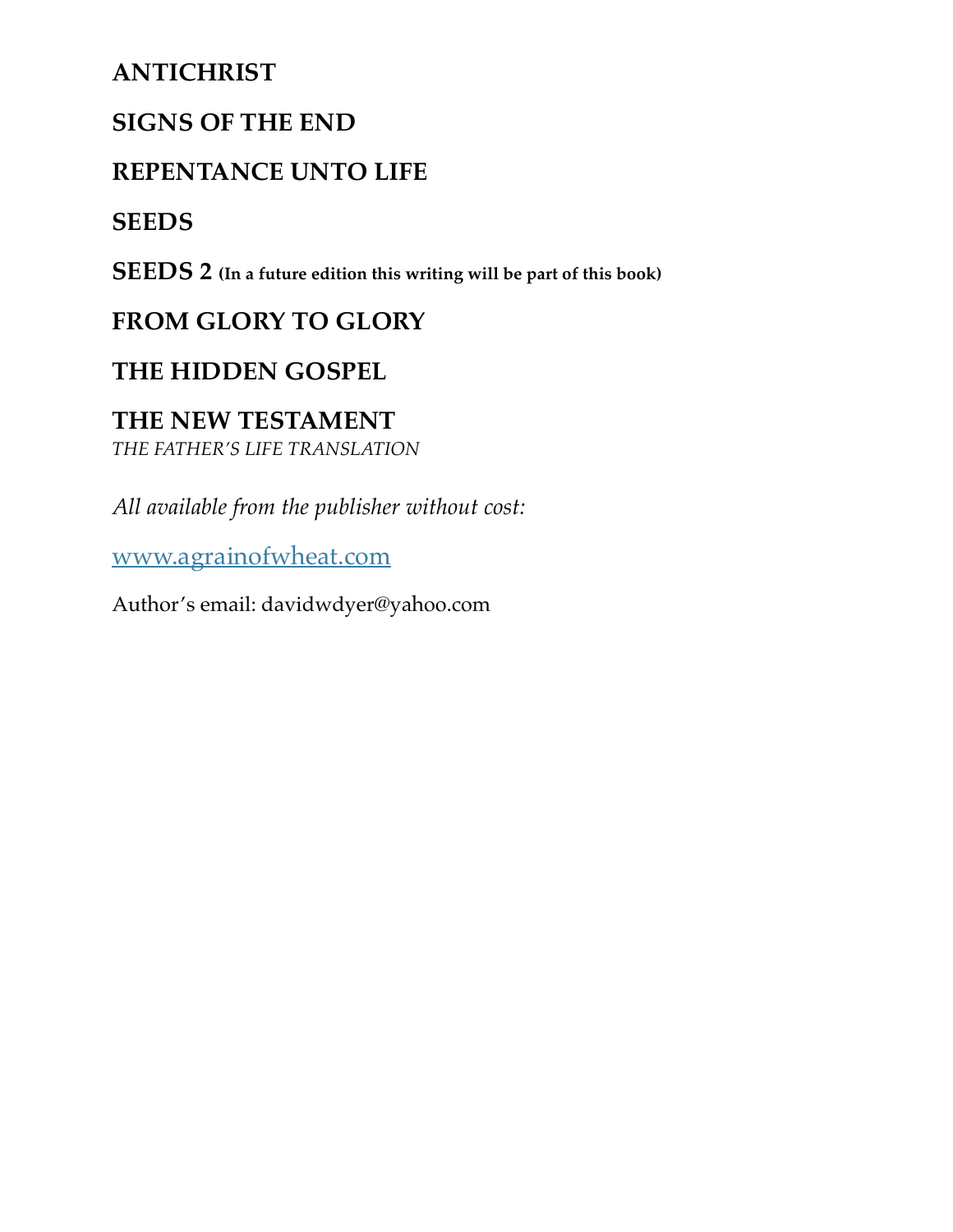**ANTICHRIST**

**SIGNS OF THE END**

**REPENTANCE UNTO LIFE**

**SEEDS**

**SEEDS 2** **(In a future edition this writing will be part of this book)**

**FROM GLORY TO GLORY**

**THE HIDDEN GOSPEL**

**THE NEW TESTAMENT**
*THE FATHER'S LIFE TRANSLATION*

*All available from the publisher without cost:*

[www.agrainofwheat.com](http://www.agrainofwheat.com)

Author's email: davidwdyer@yahoo.com